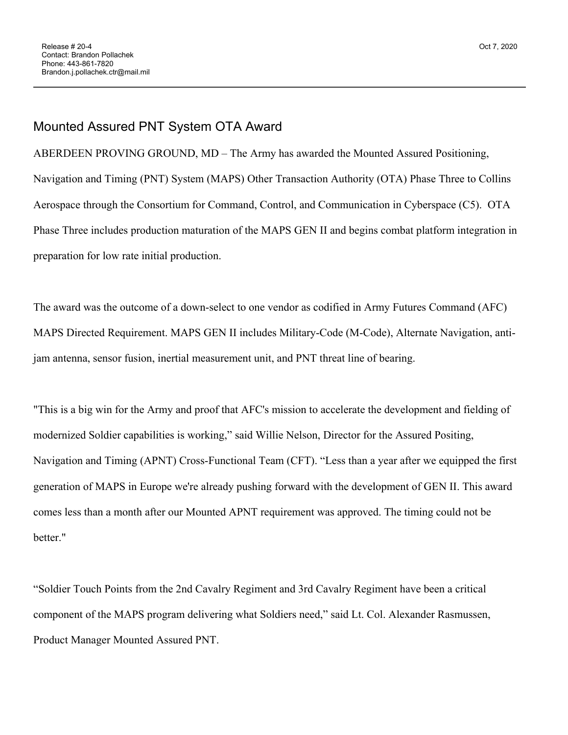Release # 20-4
Contact: Brandon Pollachek
Phone: 443-861-7820
Brandon.j.pollachek.ctr@mail.mil

Oct 7, 2020

---

# Mounted Assured PNT System OTA Award

ABERDEEN PROVING GROUND, MD – The Army has awarded the Mounted Assured Positioning, Navigation and Timing (PNT) System (MAPS) Other Transaction Authority (OTA) Phase Three to Collins Aerospace through the Consortium for Command, Control, and Communication in Cyberspace (C5). OTA Phase Three includes production maturation of the MAPS GEN II and begins combat platform integration in preparation for low rate initial production.

The award was the outcome of a down-select to one vendor as codified in Army Futures Command (AFC) MAPS Directed Requirement. MAPS GEN II includes Military-Code (M-Code), Alternate Navigation, anti-jam antenna, sensor fusion, inertial measurement unit, and PNT threat line of bearing.

"This is a big win for the Army and proof that AFC's mission to accelerate the development and fielding of modernized Soldier capabilities is working," said Willie Nelson, Director for the Assured Positing, Navigation and Timing (APNT) Cross-Functional Team (CFT). "Less than a year after we equipped the first generation of MAPS in Europe we're already pushing forward with the development of GEN II. This award comes less than a month after our Mounted APNT requirement was approved. The timing could not be better."

"Soldier Touch Points from the 2nd Cavalry Regiment and 3rd Cavalry Regiment have been a critical component of the MAPS program delivering what Soldiers need," said Lt. Col. Alexander Rasmussen, Product Manager Mounted Assured PNT.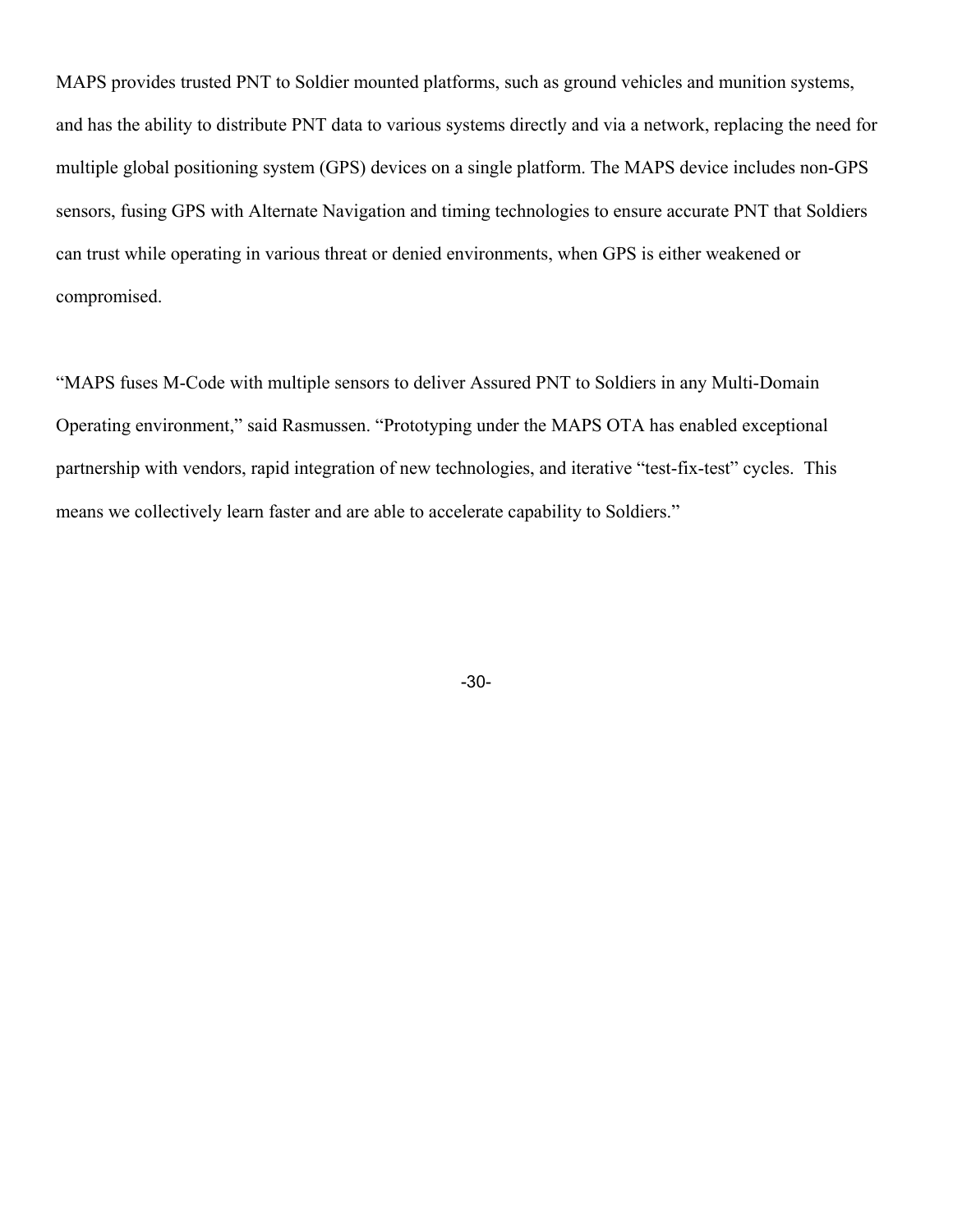MAPS provides trusted PNT to Soldier mounted platforms, such as ground vehicles and munition systems, and has the ability to distribute PNT data to various systems directly and via a network, replacing the need for multiple global positioning system (GPS) devices on a single platform. The MAPS device includes non-GPS sensors, fusing GPS with Alternate Navigation and timing technologies to ensure accurate PNT that Soldiers can trust while operating in various threat or denied environments, when GPS is either weakened or compromised.

"MAPS fuses M-Code with multiple sensors to deliver Assured PNT to Soldiers in any Multi-Domain Operating environment," said Rasmussen. "Prototyping under the MAPS OTA has enabled exceptional partnership with vendors, rapid integration of new technologies, and iterative "test-fix-test" cycles. This means we collectively learn faster and are able to accelerate capability to Soldiers."

-30-